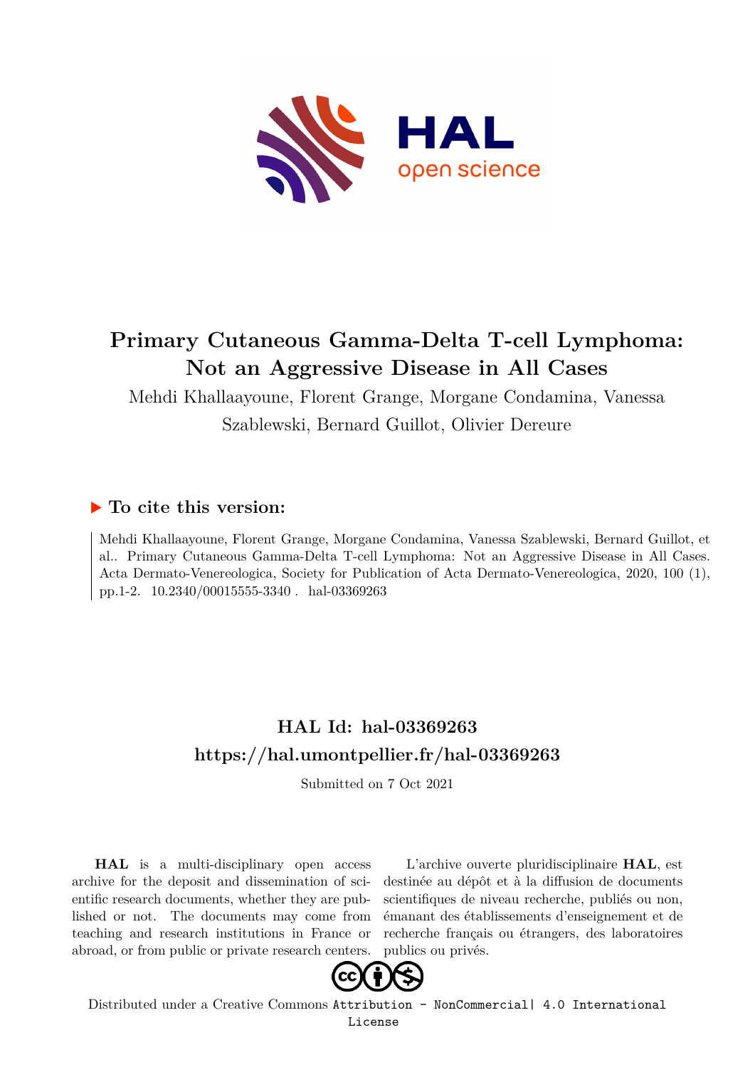# Primary Cutaneous Gamma-Delta T-cell Lymphoma: Not an Aggressive Disease in All Cases

Mehdi Khallaayoune, Florent Grange, Morgane Condamina, Vanessa Szablewski, Bernard Guillot, Olivier Dereure

## ▶ To cite this version:

Mehdi Khallaayoune, Florent Grange, Morgane Condamina, Vanessa Szablewski, Bernard Guillot, et al.. Primary Cutaneous Gamma-Delta T-cell Lymphoma: Not an Aggressive Disease in All Cases. Acta Dermato-Venereologica, Society for Publication of Acta Dermato-Venereologica, 2020, 100 (1), pp.1-2. 10.2340/00015555-3340 . hal-03369263

## HAL Id: hal-03369263
## https://hal.umontpellier.fr/hal-03369263

Submitted on 7 Oct 2021

**HAL** is a multi-disciplinary open access archive for the deposit and dissemination of scientific research documents, whether they are published or not. The documents may come from teaching and research institutions in France or abroad, or from public or private research centers.

L'archive ouverte pluridisciplinaire **HAL**, est destinée au dépôt et à la diffusion de documents scientifiques de niveau recherche, publiés ou non, émanant des établissements d'enseignement et de recherche français ou étrangers, des laboratoires publics ou privés.

Distributed under a Creative Commons Attribution - NonCommercial| 4.0 International License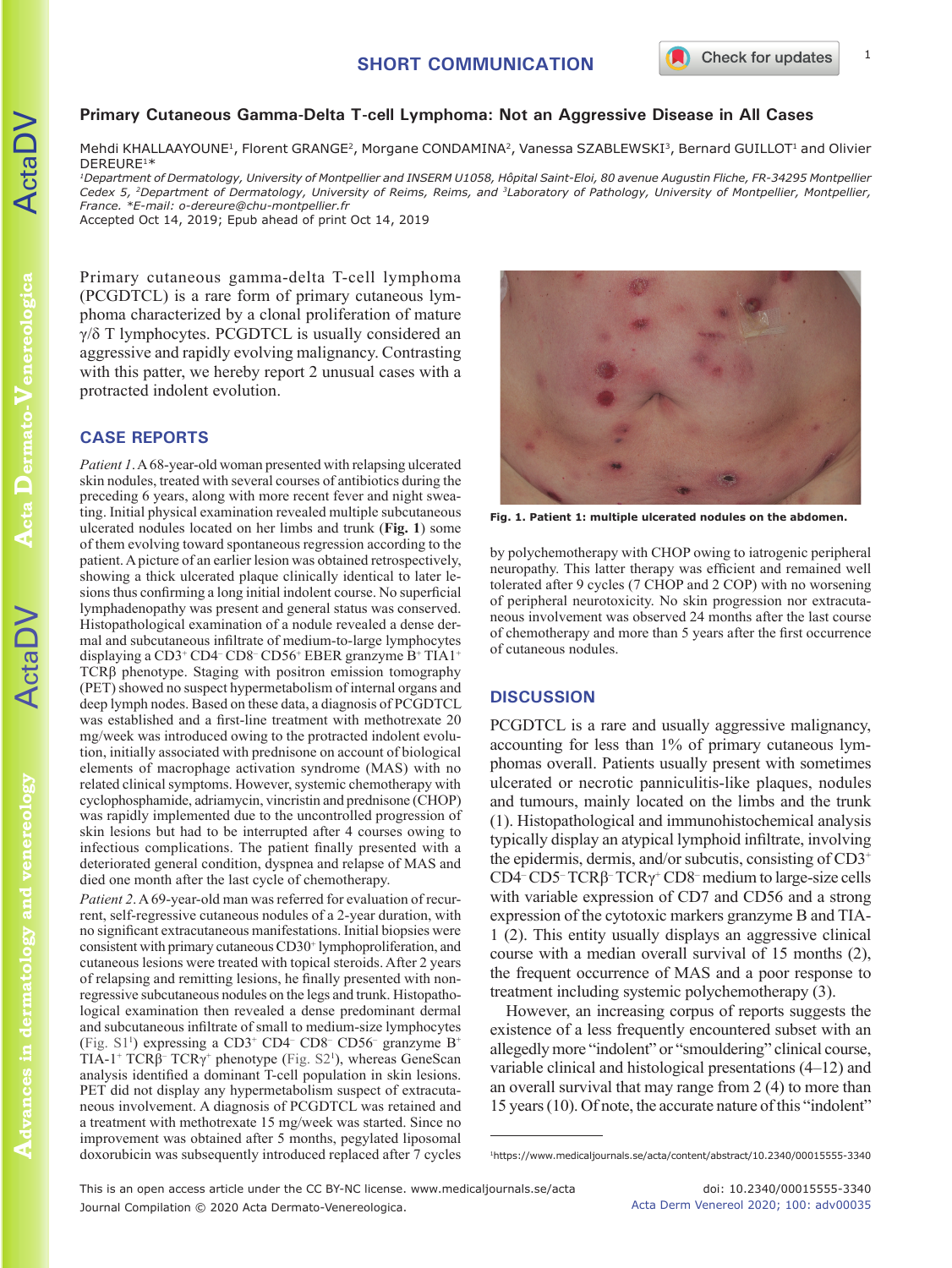SHORT COMMUNICATION

# Primary Cutaneous Gamma-Delta T-cell Lymphoma: Not an Aggressive Disease in All Cases

Mehdi KHALLAAYOUNE[1], Florent GRANGE[2], Morgane CONDAMINA[2], Vanessa SZABLEWSKI[3], Bernard GUILLOT[1] and Olivier DEREURE[1]*

[1]Department of Dermatology, University of Montpellier and INSERM U1058, Hôpital Saint-Eloi, 80 avenue Augustin Fliche, FR-34295 Montpellier Cedex 5, [2]Department of Dermatology, University of Reims, Reims, and [3]Laboratory of Pathology, University of Montpellier, Montpellier, France. *E-mail: o-dereure@chu-montpellier.fr

Accepted Oct 14, 2019; Epub ahead of print Oct 14, 2019

Primary cutaneous gamma-delta T-cell lymphoma (PCGDTCL) is a rare form of primary cutaneous lymphoma characterized by a clonal proliferation of mature γ/δ T lymphocytes. PCGDTCL is usually considered an aggressive and rapidly evolving malignancy. Contrasting with this patter, we hereby report 2 unusual cases with a protracted indolent evolution.

## CASE REPORTS

*Patient 1.* A 68-year-old woman presented with relapsing ulcerated skin nodules, treated with several courses of antibiotics during the preceding 6 years, along with more recent fever and night sweating. Initial physical examination revealed multiple subcutaneous ulcerated nodules located on her limbs and trunk (**Fig. 1**) some of them evolving toward spontaneous regression according to the patient. A picture of an earlier lesion was obtained retrospectively, showing a thick ulcerated plaque clinically identical to later lesions thus confirming a long initial indolent course. No superficial lymphadenopathy was present and general status was conserved. Histopathological examination of a nodule revealed a dense dermal and subcutaneous infiltrate of medium-to-large lymphocytes displaying a CD3$^+$ CD4$^-$ CD8$^-$ CD56$^+$ EBER granzyme B$^+$ TIA1$^+$ TCRβ phenotype. Staging with positron emission tomography (PET) showed no suspect hypermetabolism of internal organs and deep lymph nodes. Based on these data, a diagnosis of PCGDTCL was established and a first-line treatment with methotrexate 20 mg/week was introduced owing to the protracted indolent evolution, initially associated with prednisone on account of biological elements of macrophage activation syndrome (MAS) with no related clinical symptoms. However, systemic chemotherapy with cyclophosphamide, adriamycin, vincristin and prednisone (CHOP) was rapidly implemented due to the uncontrolled progression of skin lesions but had to be interrupted after 4 courses owing to infectious complications. The patient finally presented with a deteriorated general condition, dyspnea and relapse of MAS and died one month after the last cycle of chemotherapy.

**Fig. 1. Patient 1: multiple ulcerated nodules on the abdomen.**

*Patient 2.* A 69-year-old man was referred for evaluation of recurrent, self-regressive cutaneous nodules of a 2-year duration, with no significant extracutaneous manifestations. Initial biopsies were consistent with primary cutaneous CD30$^+$ lymphoproliferation, and cutaneous lesions were treated with topical steroids. After 2 years of relapsing and remitting lesions, he finally presented with non-regressive subcutaneous nodules on the legs and trunk. Histopathological examination then revealed a dense predominant dermal and subcutaneous infiltrate of small to medium-size lymphocytes (Fig. S1[1]) expressing a CD3$^+$ CD4$^-$ CD8$^-$ CD56$^-$ granzyme B$^+$ TIA-1$^+$ TCRβ$^-$ TCRγ$^+$ phenotype (Fig. S2[1]), whereas GeneScan analysis identified a dominant T-cell population in skin lesions. PET did not display any hypermetabolism suspect of extracutaneous involvement. A diagnosis of PCGDTCL was retained and a treatment with methotrexate 15 mg/week was started. Since no improvement was obtained after 5 months, pegylated liposomal doxorubicin was subsequently introduced replaced after 7 cycles by polychemotherapy with CHOP owing to iatrogenic peripheral neuropathy. This latter therapy was efficient and remained well tolerated after 9 cycles (7 CHOP and 2 COP) with no worsening of peripheral neurotoxicity. No skin progression nor extracutaneous involvement was observed 24 months after the last course of chemotherapy and more than 5 years after the first occurrence of cutaneous nodules.

## DISCUSSION

PCGDTCL is a rare and usually aggressive malignancy, accounting for less than 1% of primary cutaneous lymphomas overall. Patients usually present with sometimes ulcerated or necrotic panniculitis-like plaques, nodules and tumours, mainly located on the limbs and the trunk (1). Histopathological and immunohistochemical analysis typically display an atypical lymphoid infiltrate, involving the epidermis, dermis, and/or subcutis, consisting of CD3$^+$ CD4$^-$ CD5$^-$ TCRβ$^-$ TCRγ$^+$ CD8$^-$ medium to large-size cells with variable expression of CD7 and CD56 and a strong expression of the cytotoxic markers granzyme B and TIA-1 (2). This entity usually displays an aggressive clinical course with a median overall survival of 15 months (2), the frequent occurrence of MAS and a poor response to treatment including systemic polychemotherapy (3).

However, an increasing corpus of reports suggests the existence of a less frequently encountered subset with an allegedly more "indolent" or "smouldering" clinical course, variable clinical and histological presentations (4–12) and an overall survival that may range from 2 (4) to more than 15 years (10). Of note, the accurate nature of this "indolent"

[1]https://www.medicaljournals.se/acta/content/abstract/10.2340/00015555-3340

This is an open access article under the CC BY-NC license. www.medicaljournals.se/acta
Journal Compilation © 2020 Acta Dermato-Venereologica.

doi: 10.2340/00015555-3340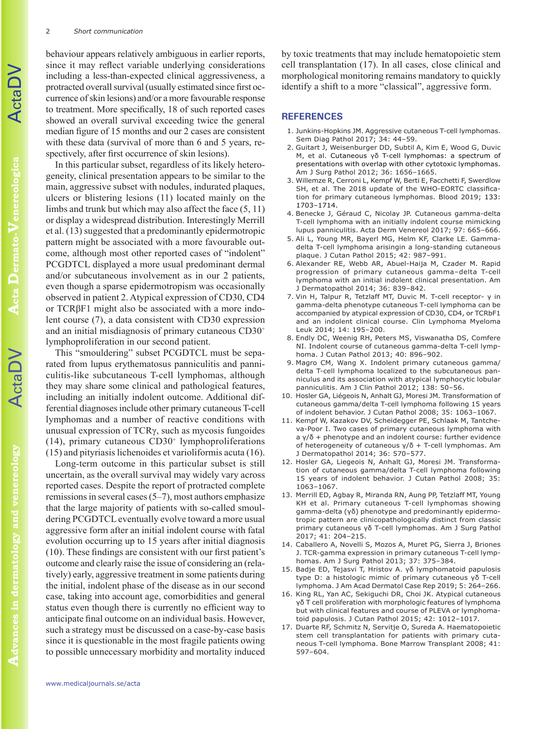behaviour appears relatively ambiguous in earlier reports, since it may reflect variable underlying considerations including a less-than-expected clinical aggressiveness, a protracted overall survival (usually estimated since first occurrence of skin lesions) and/or a more favourable response to treatment. More specifically, 18 of such reported cases showed an overall survival exceeding twice the general median figure of 15 months and our 2 cases are consistent with these data (survival of more than 6 and 5 years, respectively, after first occurrence of skin lesions).

In this particular subset, regardless of its likely heterogeneity, clinical presentation appears to be similar to the main, aggressive subset with nodules, indurated plaques, ulcers or blistering lesions (11) located mainly on the limbs and trunk but which may also affect the face (5, 11) or display a widespread distribution. Interestingly Merrill et al. (13) suggested that a predominantly epidermotropic pattern might be associated with a more favourable outcome, although most other reported cases of "indolent" PCGDTCL displayed a more usual predominant dermal and/or subcutaneous involvement as in our 2 patients, even though a sparse epidermotropism was occasionally observed in patient 2. Atypical expression of CD30, CD4 or TCRβF1 might also be associated with a more indolent course (7), a data consistent with CD30 expression and an initial misdiagnosis of primary cutaneous CD30+ lymphoproliferation in our second patient.

This "smouldering" subset PCGDTCL must be separated from lupus erythematosus panniculitis and panniculitis-like subcutaneous T-cell lymphomas, although they may share some clinical and pathological features, including an initially indolent outcome. Additional differential diagnoses include other primary cutaneous T-cell lymphomas and a number of reactive conditions with unusual expression of TCRγ, such as mycosis fungoides (14), primary cutaneous CD30+ lymphoproliferations (15) and pityriasis lichenoides et varioliformis acuta (16).

Long-term outcome in this particular subset is still uncertain, as the overall survival may widely vary across reported cases. Despite the report of protracted complete remissions in several cases (5–7), most authors emphasize that the large majority of patients with so-called smouldering PCGDTCL eventually evolve toward a more usual aggressive form after an initial indolent course with fatal evolution occurring up to 15 years after initial diagnosis (10). These findings are consistent with our first patient's outcome and clearly raise the issue of considering an (relatively) early, aggressive treatment in some patients during the initial, indolent phase of the disease as in our second case, taking into account age, comorbidities and general status even though there is currently no efficient way to anticipate final outcome on an individual basis. However, such a strategy must be discussed on a case-by-case basis since it is questionable in the most fragile patients owing to possible unnecessary morbidity and mortality induced by toxic treatments that may include hematopoietic stem cell transplantation (17). In all cases, close clinical and morphological monitoring remains mandatory to quickly identify a shift to a more "classical", aggressive form.

## REFERENCES

1. Junkins-Hopkins JM. Aggressive cutaneous T-cell lymphomas. Sem Diag Pathol 2017; 34: 44–59.
2. Guitart J, Weisenburger DD, Subtil A, Kim E, Wood G, Duvic M, et al. Cutaneous γδ T-cell lymphomas: a spectrum of presentations with overlap with other cytotoxic lymphomas. Am J Surg Pathol 2012; 36: 1656–1665.
3. Willemze R, Cerroni L, Kempf W, Berti E, Facchetti F, Swerdlow SH, et al. The 2018 update of the WHO-EORTC classification for primary cutaneous lymphomas. Blood 2019; 133: 1703–1714.
4. Benecke J, Géraud C, Nicolay JP. Cutaneous gamma-delta T-cell lymphoma with an initially indolent course mimicking lupus panniculitis. Acta Derm Venereol 2017; 97: 665–666.
5. Ali L, Young MR, Bayerl MG, Helm KF, Clarke LE. Gamma-delta T-cell lymphoma arisingin a long-standing cutaneous plaque. J Cutan Pathol 2015; 42: 987–991.
6. Alexander RE, Webb AR, Abuel-Haija M, Czader M. Rapid progression of primary cutaneous gamma–delta T-cell lymphoma with an initial indolent clinical presentation. Am J Dermatopathol 2014; 36: 839–842.
7. Vin H, Talpur R, Tetzlaff MT, Duvic M. T-cell receptor- γ in gamma-delta phenotype cutaneous T-cell lymphoma can be accompanied by atypical expression of CD30, CD4, or TCRbF1 and an indolent clinical course. Clin Lymphoma Myeloma Leuk 2014; 14: 195–200.
8. Endly DC, Weenig RH, Peters MS, Viswanatha DS, Comfere NI. Indolent course of cutaneous gamma-delta T-cell lymphoma. J Cutan Pathol 2013; 40: 896–902.
9. Magro CM, Wang X. Indolent primary cutaneous gamma/delta T-cell lymphoma localized to the subcutaneous panniculus and its association with atypical lymphocytic lobular panniculitis. Am J Clin Pathol 2012; 138: 50–56.
10. Hosler GA, Liégeois N, Anhalt GJ, Moresi JM. Transformation of cutaneous gamma/delta T-cell lymphoma following 15 years of indolent behavior. J Cutan Pathol 2008; 35: 1063–1067.
11. Kempf W, Kazakov DV, Scheidegger PE, Schlaak M, Tantcheva-Poor I. Two cases of primary cutaneous lymphoma with a γ/δ + phenotype and an indolent course: further evidence of heterogeneity of cutaneous γ/δ + T-cell lymphomas. Am J Dermatopathol 2014; 36: 570–577.
12. Hosler GA, Liegeois N, Anhalt GJ, Moresi JM. Transformation of cutaneous gamma/delta T-cell lymphoma following 15 years of indolent behavior. J Cutan Pathol 2008; 35: 1063–1067.
13. Merrill ED, Agbay R, Miranda RN, Aung PP, Tetzlaff MT, Young KH et al. Primary cutaneous T-cell lymphomas showing gamma-delta (γδ) phenotype and predominantly epidermotropic pattern are clinicopathologically distinct from classic primary cutaneous γδ T-cell lymphomas. Am J Surg Pathol 2017; 41: 204–215.
14. Caballero A, Novelli S, Mozos A, Muret PG, Sierra J, Briones J. TCR-gamma expression in primary cutaneous T-cell lymphomas. Am J Surg Pathol 2013; 37: 375–384.
15. Badje ED, Tejasvi T, Hristov A. γδ lymphomatoid papulosis type D: a histologic mimic of primary cutaneous γδ T-cell lymphoma. J Am Acad Dermatol Case Rep 2019; 5: 264–266.
16. King RL, Yan AC, Sekiguchi DR, Choi JK. Atypical cutaneous γδ T cell proliferation with morphologic features of lymphoma but with clinical features and course of PLEVA or lymphomatoid papulosis. J Cutan Pathol 2015; 42: 1012–1017.
17. Duarte RF, Schmitz N, Servitje O, Sureda A. Haematopoietic stem cell transplantation for patients with primary cutaneous T-cell lymphoma. Bone Marrow Transplant 2008; 41: 597–604.